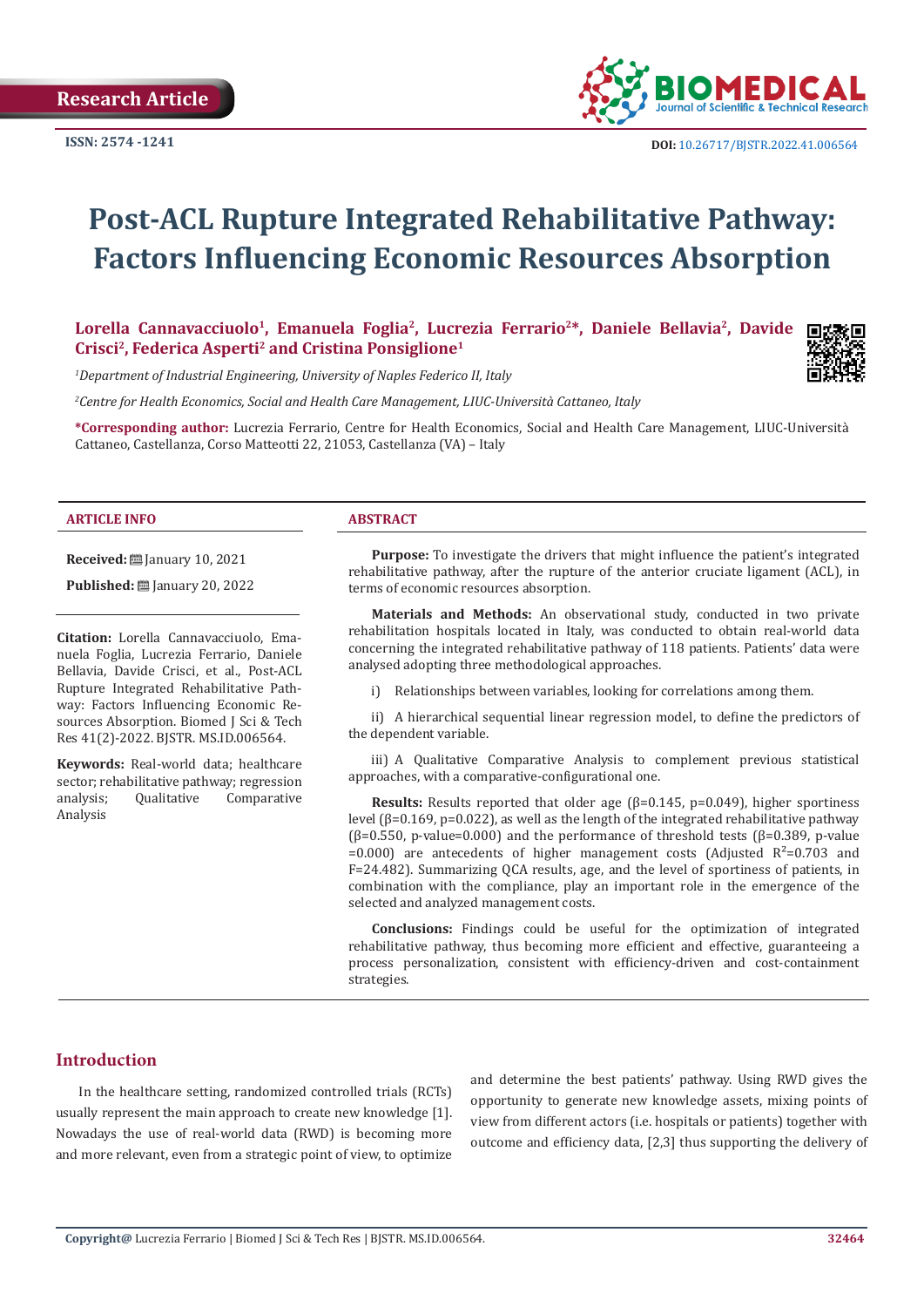Research Article

ISSN: 2574 -1241

DOI: 10.26717/BJSTR.2022.41.006564

# Post-ACL Rupture Integrated Rehabilitative Pathway: Factors Influencing Economic Resources Absorption

**Lorella Cannavacciuolo[1], Emanuela Foglia[2], Lucrezia Ferrario[2]*, Daniele Bellavia[2], Davide Crisci[2], Federica Asperti[2] and Cristina Ponsiglione[1]**

[1]*Department of Industrial Engineering, University of Naples Federico II, Italy*

[2]*Centre for Health Economics, Social and Health Care Management, LIUC-Università Cattaneo, Italy*

***Corresponding author:** Lucrezia Ferrario, Centre for Health Economics, Social and Health Care Management, LIUC-Università Cattaneo, Castellanza, Corso Matteotti 22, 21053, Castellanza (VA) – Italy

## ARTICLE INFO

**Received:** January 10, 2021

**Published:** January 20, 2022

**Citation:** Lorella Cannavacciuolo, Emanuela Foglia, Lucrezia Ferrario, Daniele Bellavia, Davide Crisci, et al., Post-ACL Rupture Integrated Rehabilitative Pathway: Factors Influencing Economic Resources Absorption. Biomed J Sci & Tech Res 41(2)-2022. BJSTR. MS.ID.006564.

**Keywords:** Real-world data; healthcare sector; rehabilitative pathway; regression analysis; Qualitative Comparative Analysis

## ABSTRACT

**Purpose:** To investigate the drivers that might influence the patient's integrated rehabilitative pathway, after the rupture of the anterior cruciate ligament (ACL), in terms of economic resources absorption.

**Materials and Methods:** An observational study, conducted in two private rehabilitation hospitals located in Italy, was conducted to obtain real-world data concerning the integrated rehabilitative pathway of 118 patients. Patients' data were analysed adopting three methodological approaches.

i) Relationships between variables, looking for correlations among them.

ii) A hierarchical sequential linear regression model, to define the predictors of the dependent variable.

iii) A Qualitative Comparative Analysis to complement previous statistical approaches, with a comparative-configurational one.

**Results:** Results reported that older age ($\beta$=0.145, p=0.049), higher sportiness level ($\beta$=0.169, p=0.022), as well as the length of the integrated rehabilitative pathway ($\beta$=0.550, p-value=0.000) and the performance of threshold tests ($\beta$=0.389, p-value =0.000) are antecedents of higher management costs (Adjusted $R^2$=0.703 and F=24.482). Summarizing QCA results, age, and the level of sportiness of patients, in combination with the compliance, play an important role in the emergence of the selected and analyzed management costs.

**Conclusions:** Findings could be useful for the optimization of integrated rehabilitative pathway, thus becoming more efficient and effective, guaranteeing a process personalization, consistent with efficiency-driven and cost-containment strategies.

## Introduction

In the healthcare setting, randomized controlled trials (RCTs) usually represent the main approach to create new knowledge [1]. Nowadays the use of real-world data (RWD) is becoming more and more relevant, even from a strategic point of view, to optimize and determine the best patients' pathway. Using RWD gives the opportunity to generate new knowledge assets, mixing points of view from different actors (i.e. hospitals or patients) together with outcome and efficiency data, [2,3] thus supporting the delivery of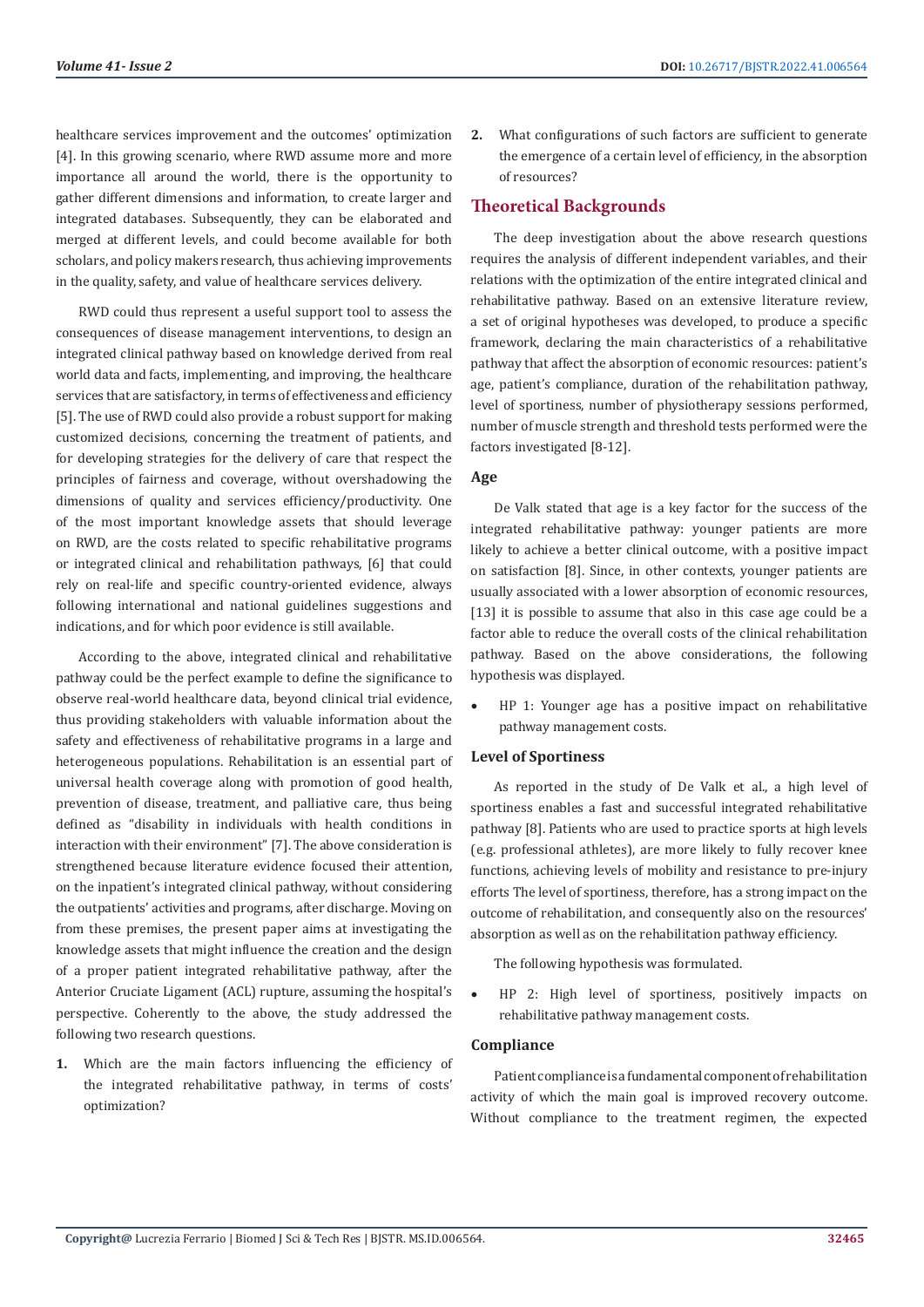healthcare services improvement and the outcomes' optimization [4]. In this growing scenario, where RWD assume more and more importance all around the world, there is the opportunity to gather different dimensions and information, to create larger and integrated databases. Subsequently, they can be elaborated and merged at different levels, and could become available for both scholars, and policy makers research, thus achieving improvements in the quality, safety, and value of healthcare services delivery.

RWD could thus represent a useful support tool to assess the consequences of disease management interventions, to design an integrated clinical pathway based on knowledge derived from real world data and facts, implementing, and improving, the healthcare services that are satisfactory, in terms of effectiveness and efficiency [5]. The use of RWD could also provide a robust support for making customized decisions, concerning the treatment of patients, and for developing strategies for the delivery of care that respect the principles of fairness and coverage, without overshadowing the dimensions of quality and services efficiency/productivity. One of the most important knowledge assets that should leverage on RWD, are the costs related to specific rehabilitative programs or integrated clinical and rehabilitation pathways, [6] that could rely on real-life and specific country-oriented evidence, always following international and national guidelines suggestions and indications, and for which poor evidence is still available.

According to the above, integrated clinical and rehabilitative pathway could be the perfect example to define the significance to observe real-world healthcare data, beyond clinical trial evidence, thus providing stakeholders with valuable information about the safety and effectiveness of rehabilitative programs in a large and heterogeneous populations. Rehabilitation is an essential part of universal health coverage along with promotion of good health, prevention of disease, treatment, and palliative care, thus being defined as "disability in individuals with health conditions in interaction with their environment" [7]. The above consideration is strengthened because literature evidence focused their attention, on the inpatient's integrated clinical pathway, without considering the outpatients' activities and programs, after discharge. Moving on from these premises, the present paper aims at investigating the knowledge assets that might influence the creation and the design of a proper patient integrated rehabilitative pathway, after the Anterior Cruciate Ligament (ACL) rupture, assuming the hospital's perspective. Coherently to the above, the study addressed the following two research questions.

1. Which are the main factors influencing the efficiency of the integrated rehabilitative pathway, in terms of costs' optimization?
2. What configurations of such factors are sufficient to generate the emergence of a certain level of efficiency, in the absorption of resources?

## Theoretical Backgrounds

The deep investigation about the above research questions requires the analysis of different independent variables, and their relations with the optimization of the entire integrated clinical and rehabilitative pathway. Based on an extensive literature review, a set of original hypotheses was developed, to produce a specific framework, declaring the main characteristics of a rehabilitative pathway that affect the absorption of economic resources: patient's age, patient's compliance, duration of the rehabilitation pathway, level of sportiness, number of physiotherapy sessions performed, number of muscle strength and threshold tests performed were the factors investigated [8-12].

### Age

De Valk stated that age is a key factor for the success of the integrated rehabilitative pathway: younger patients are more likely to achieve a better clinical outcome, with a positive impact on satisfaction [8]. Since, in other contexts, younger patients are usually associated with a lower absorption of economic resources, [13] it is possible to assume that also in this case age could be a factor able to reduce the overall costs of the clinical rehabilitation pathway. Based on the above considerations, the following hypothesis was displayed.

- HP 1: Younger age has a positive impact on rehabilitative pathway management costs.

### Level of Sportiness

As reported in the study of De Valk et al., a high level of sportiness enables a fast and successful integrated rehabilitative pathway [8]. Patients who are used to practice sports at high levels (e.g. professional athletes), are more likely to fully recover knee functions, achieving levels of mobility and resistance to pre-injury efforts The level of sportiness, therefore, has a strong impact on the outcome of rehabilitation, and consequently also on the resources' absorption as well as on the rehabilitation pathway efficiency.

The following hypothesis was formulated.

- HP 2: High level of sportiness, positively impacts on rehabilitative pathway management costs.

### Compliance

Patient compliance is a fundamental component of rehabilitation activity of which the main goal is improved recovery outcome. Without compliance to the treatment regimen, the expected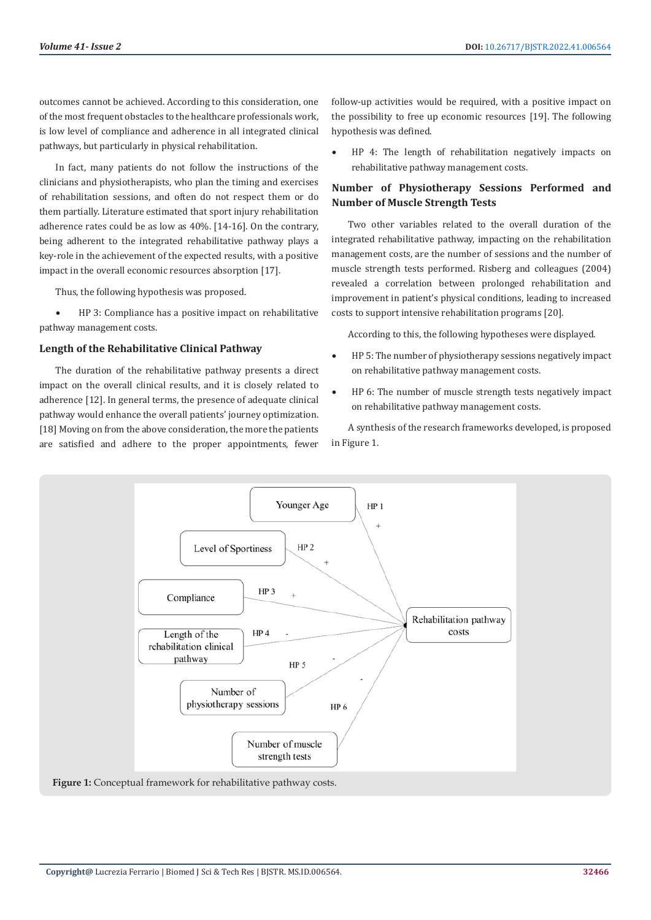outcomes cannot be achieved. According to this consideration, one of the most frequent obstacles to the healthcare professionals work, is low level of compliance and adherence in all integrated clinical pathways, but particularly in physical rehabilitation.

In fact, many patients do not follow the instructions of the clinicians and physiotherapists, who plan the timing and exercises of rehabilitation sessions, and often do not respect them or do them partially. Literature estimated that sport injury rehabilitation adherence rates could be as low as 40%. [14-16]. On the contrary, being adherent to the integrated rehabilitative pathway plays a key-role in the achievement of the expected results, with a positive impact in the overall economic resources absorption [17].

Thus, the following hypothesis was proposed.

- HP 3: Compliance has a positive impact on rehabilitative pathway management costs.

### Length of the Rehabilitative Clinical Pathway

The duration of the rehabilitative pathway presents a direct impact on the overall clinical results, and it is closely related to adherence [12]. In general terms, the presence of adequate clinical pathway would enhance the overall patients' journey optimization. [18] Moving on from the above consideration, the more the patients are satisfied and adhere to the proper appointments, fewer follow-up activities would be required, with a positive impact on the possibility to free up economic resources [19]. The following hypothesis was defined.

- HP 4: The length of rehabilitation negatively impacts on rehabilitative pathway management costs.

### Number of Physiotherapy Sessions Performed and Number of Muscle Strength Tests

Two other variables related to the overall duration of the integrated rehabilitative pathway, impacting on the rehabilitation management costs, are the number of sessions and the number of muscle strength tests performed. Risberg and colleagues (2004) revealed a correlation between prolonged rehabilitation and improvement in patient's physical conditions, leading to increased costs to support intensive rehabilitation programs [20].

According to this, the following hypotheses were displayed.

- HP 5: The number of physiotherapy sessions negatively impact on rehabilitative pathway management costs.
- HP 6: The number of muscle strength tests negatively impact on rehabilitative pathway management costs.

A synthesis of the research frameworks developed, is proposed in Figure 1.

**Figure 1:** Conceptual framework for rehabilitative pathway costs.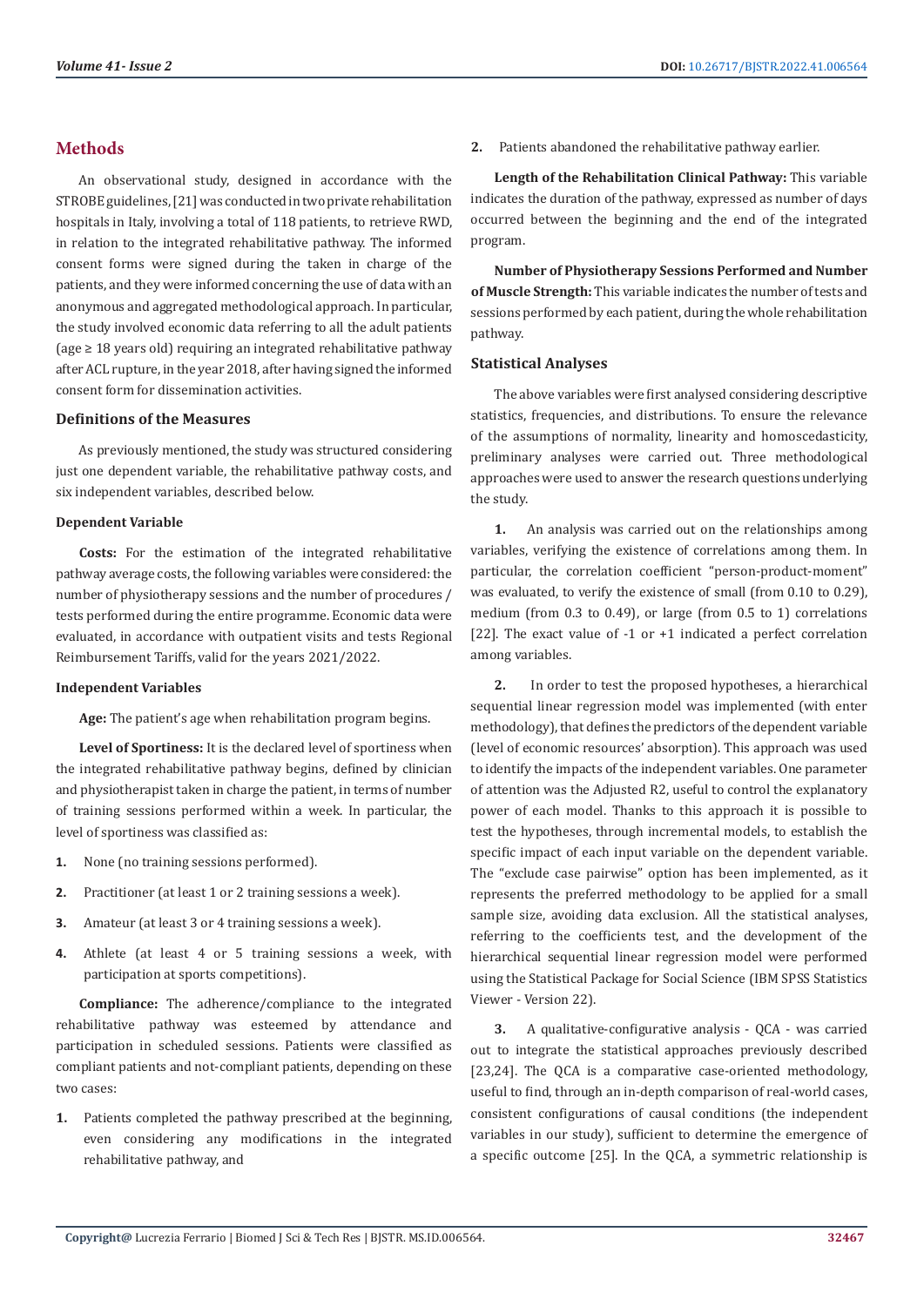## Methods

An observational study, designed in accordance with the STROBE guidelines, [21] was conducted in two private rehabilitation hospitals in Italy, involving a total of 118 patients, to retrieve RWD, in relation to the integrated rehabilitative pathway. The informed consent forms were signed during the taken in charge of the patients, and they were informed concerning the use of data with an anonymous and aggregated methodological approach. In particular, the study involved economic data referring to all the adult patients (age ≥ 18 years old) requiring an integrated rehabilitative pathway after ACL rupture, in the year 2018, after having signed the informed consent form for dissemination activities.

### Definitions of the Measures

As previously mentioned, the study was structured considering just one dependent variable, the rehabilitative pathway costs, and six independent variables, described below.

#### Dependent Variable

**Costs:** For the estimation of the integrated rehabilitative pathway average costs, the following variables were considered: the number of physiotherapy sessions and the number of procedures / tests performed during the entire programme. Economic data were evaluated, in accordance with outpatient visits and tests Regional Reimbursement Tariffs, valid for the years 2021/2022.

#### Independent Variables

**Age:** The patient's age when rehabilitation program begins.

**Level of Sportiness:** It is the declared level of sportiness when the integrated rehabilitative pathway begins, defined by clinician and physiotherapist taken in charge the patient, in terms of number of training sessions performed within a week. In particular, the level of sportiness was classified as:

1. None (no training sessions performed).
2. Practitioner (at least 1 or 2 training sessions a week).
3. Amateur (at least 3 or 4 training sessions a week).
4. Athlete (at least 4 or 5 training sessions a week, with participation at sports competitions).

**Compliance:** The adherence/compliance to the integrated rehabilitative pathway was esteemed by attendance and participation in scheduled sessions. Patients were classified as compliant patients and not-compliant patients, depending on these two cases:

1. Patients completed the pathway prescribed at the beginning, even considering any modifications in the integrated rehabilitative pathway, and
2. Patients abandoned the rehabilitative pathway earlier.

**Length of the Rehabilitation Clinical Pathway:** This variable indicates the duration of the pathway, expressed as number of days occurred between the beginning and the end of the integrated program.

**Number of Physiotherapy Sessions Performed and Number of Muscle Strength:** This variable indicates the number of tests and sessions performed by each patient, during the whole rehabilitation pathway.

### Statistical Analyses

The above variables were first analysed considering descriptive statistics, frequencies, and distributions. To ensure the relevance of the assumptions of normality, linearity and homoscedasticity, preliminary analyses were carried out. Three methodological approaches were used to answer the research questions underlying the study.

1. An analysis was carried out on the relationships among variables, verifying the existence of correlations among them. In particular, the correlation coefficient "person-product-moment" was evaluated, to verify the existence of small (from 0.10 to 0.29), medium (from 0.3 to 0.49), or large (from 0.5 to 1) correlations [22]. The exact value of -1 or +1 indicated a perfect correlation among variables.

2. In order to test the proposed hypotheses, a hierarchical sequential linear regression model was implemented (with enter methodology), that defines the predictors of the dependent variable (level of economic resources' absorption). This approach was used to identify the impacts of the independent variables. One parameter of attention was the Adjusted R2, useful to control the explanatory power of each model. Thanks to this approach it is possible to test the hypotheses, through incremental models, to establish the specific impact of each input variable on the dependent variable. The "exclude case pairwise" option has been implemented, as it represents the preferred methodology to be applied for a small sample size, avoiding data exclusion. All the statistical analyses, referring to the coefficients test, and the development of the hierarchical sequential linear regression model were performed using the Statistical Package for Social Science (IBM SPSS Statistics Viewer - Version 22).

3. A qualitative-configurative analysis - QCA - was carried out to integrate the statistical approaches previously described [23,24]. The QCA is a comparative case-oriented methodology, useful to find, through an in-depth comparison of real-world cases, consistent configurations of causal conditions (the independent variables in our study), sufficient to determine the emergence of a specific outcome [25]. In the QCA, a symmetric relationship is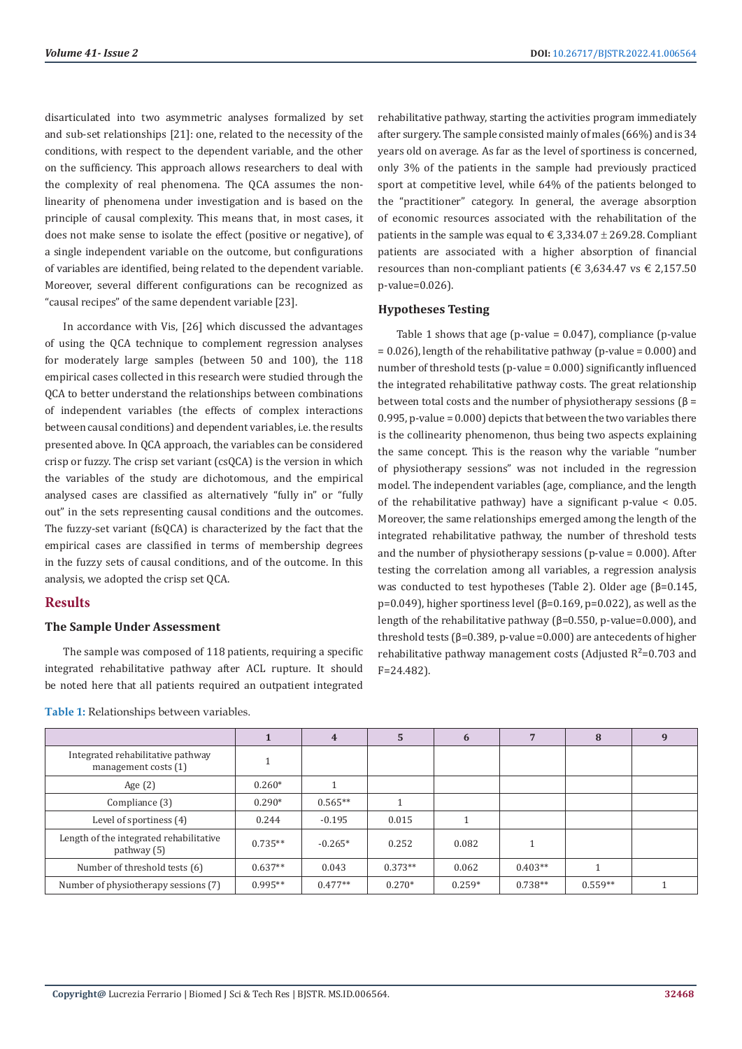disarticulated into two asymmetric analyses formalized by set and sub-set relationships [21]: one, related to the necessity of the conditions, with respect to the dependent variable, and the other on the sufficiency. This approach allows researchers to deal with the complexity of real phenomena. The QCA assumes the non-linearity of phenomena under investigation and is based on the principle of causal complexity. This means that, in most cases, it does not make sense to isolate the effect (positive or negative), of a single independent variable on the outcome, but configurations of variables are identified, being related to the dependent variable. Moreover, several different configurations can be recognized as "causal recipes" of the same dependent variable [23].

In accordance with Vis, [26] which discussed the advantages of using the QCA technique to complement regression analyses for moderately large samples (between 50 and 100), the 118 empirical cases collected in this research were studied through the QCA to better understand the relationships between combinations of independent variables (the effects of complex interactions between causal conditions) and dependent variables, i.e. the results presented above. In QCA approach, the variables can be considered crisp or fuzzy. The crisp set variant (csQCA) is the version in which the variables of the study are dichotomous, and the empirical analysed cases are classified as alternatively "fully in" or "fully out" in the sets representing causal conditions and the outcomes. The fuzzy-set variant (fsQCA) is characterized by the fact that the empirical cases are classified in terms of membership degrees in the fuzzy sets of causal conditions, and of the outcome. In this analysis, we adopted the crisp set QCA.

## Results

### The Sample Under Assessment

The sample was composed of 118 patients, requiring a specific integrated rehabilitative pathway after ACL rupture. It should be noted here that all patients required an outpatient integrated rehabilitative pathway, starting the activities program immediately after surgery. The sample consisted mainly of males (66%) and is 34 years old on average. As far as the level of sportiness is concerned, only 3% of the patients in the sample had previously practiced sport at competitive level, while 64% of the patients belonged to the "practitioner" category. In general, the average absorption of economic resources associated with the rehabilitation of the patients in the sample was equal to € 3,334.07 ± 269.28. Compliant patients are associated with a higher absorption of financial resources than non-compliant patients (€ 3,634.47 vs € 2,157.50 p-value=0.026).

### Hypotheses Testing

Table 1 shows that age (p-value = 0.047), compliance (p-value = 0.026), length of the rehabilitative pathway (p-value = 0.000) and number of threshold tests (p-value = 0.000) significantly influenced the integrated rehabilitative pathway costs. The great relationship between total costs and the number of physiotherapy sessions (β = 0.995, p-value = 0.000) depicts that between the two variables there is the collinearity phenomenon, thus being two aspects explaining the same concept. This is the reason why the variable "number of physiotherapy sessions" was not included in the regression model. The independent variables (age, compliance, and the length of the rehabilitative pathway) have a significant p-value < 0.05. Moreover, the same relationships emerged among the length of the integrated rehabilitative pathway, the number of threshold tests and the number of physiotherapy sessions (p-value = 0.000). After testing the correlation among all variables, a regression analysis was conducted to test hypotheses (Table 2). Older age (β=0.145, p=0.049), higher sportiness level (β=0.169, p=0.022), as well as the length of the rehabilitative pathway (β=0.550, p-value=0.000), and threshold tests (β=0.389, p-value =0.000) are antecedents of higher rehabilitative pathway management costs (Adjusted $R^2$=0.703 and F=24.482).

**Table 1:** Relationships between variables.

| | 1 | 4 | 5 | 6 | 7 | 8 | 9 |
|---|---|---|---|---|---|---|---|
| Integrated rehabilitative pathway management costs (1) | 1 | | | | | | |
| Age (2) | 0.260* | 1 | | | | | |
| Compliance (3) | 0.290* | 0.565** | 1 | | | | |
| Level of sportiness (4) | 0.244 | -0.195 | 0.015 | 1 | | | |
| Length of the integrated rehabilitative pathway (5) | 0.735** | -0.265* | 0.252 | 0.082 | 1 | | |
| Number of threshold tests (6) | 0.637** | 0.043 | 0.373** | 0.062 | 0.403** | 1 | |
| Number of physiotherapy sessions (7) | 0.995** | 0.477** | 0.270* | 0.259* | 0.738** | 0.559** | 1 |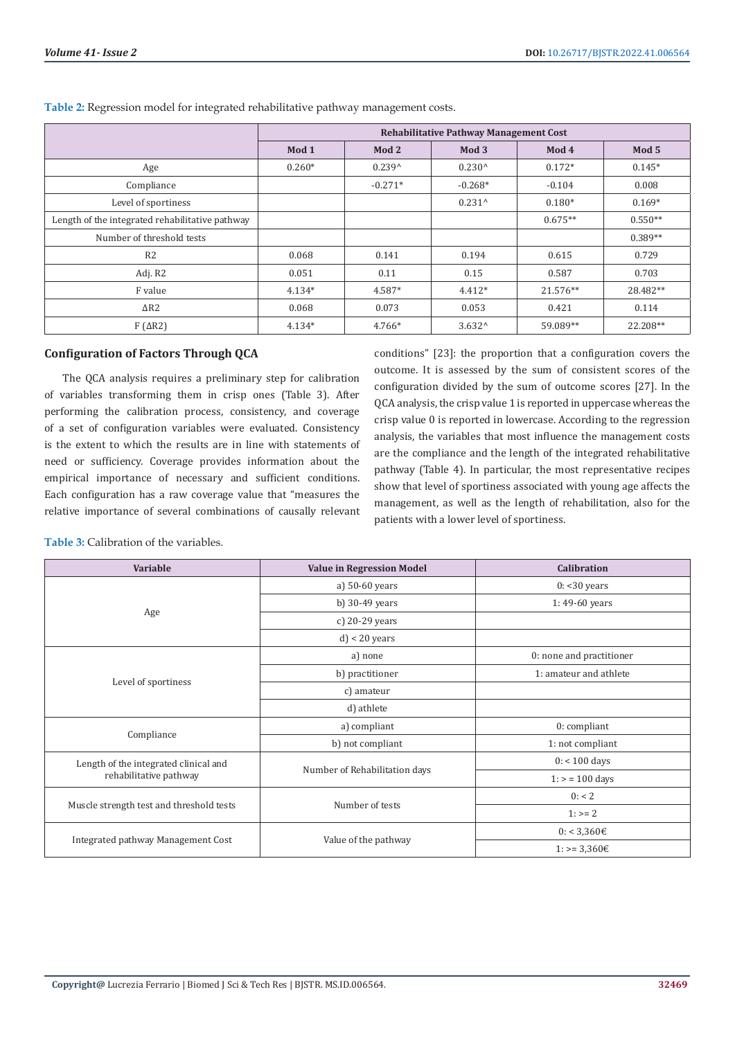**Table 2:** Regression model for integrated rehabilitative pathway management costs.

| | Rehabilitative Pathway Management Cost | | | | |
|---|---|---|---|---|---|
| | Mod 1 | Mod 2 | Mod 3 | Mod 4 | Mod 5 |
| Age | 0.260* | 0.239^ | 0.230^ | 0.172* | 0.145* |
| Compliance | | -0.271* | -0.268* | -0.104 | 0.008 |
| Level of sportiness | | | 0.231^ | 0.180* | 0.169* |
| Length of the integrated rehabilitative pathway | | | | 0.675** | 0.550** |
| Number of threshold tests | | | | | 0.389** |
| R2 | 0.068 | 0.141 | 0.194 | 0.615 | 0.729 |
| Adj. R2 | 0.051 | 0.11 | 0.15 | 0.587 | 0.703 |
| F value | 4.134* | 4.587* | 4.412* | 21.576** | 28.482** |
| ΔR2 | 0.068 | 0.073 | 0.053 | 0.421 | 0.114 |
| F (ΔR2) | 4.134* | 4.766* | 3.632^ | 59.089** | 22.208** |

### Configuration of Factors Through QCA

The QCA analysis requires a preliminary step for calibration of variables transforming them in crisp ones (Table 3). After performing the calibration process, consistency, and coverage of a set of configuration variables were evaluated. Consistency is the extent to which the results are in line with statements of need or sufficiency. Coverage provides information about the empirical importance of necessary and sufficient conditions. Each configuration has a raw coverage value that "measures the relative importance of several combinations of causally relevant conditions" [23]: the proportion that a configuration covers the outcome. It is assessed by the sum of consistent scores of the configuration divided by the sum of outcome scores [27]. In the QCA analysis, the crisp value 1 is reported in uppercase whereas the crisp value 0 is reported in lowercase. According to the regression analysis, the variables that most influence the management costs are the compliance and the length of the integrated rehabilitative pathway (Table 4). In particular, the most representative recipes show that level of sportiness associated with young age affects the management, as well as the length of rehabilitation, also for the patients with a lower level of sportiness.

**Table 3:** Calibration of the variables.

| Variable | Value in Regression Model | Calibration |
|---|---|---|
| Age | a) 50-60 years | 0: <30 years |
| | b) 30-49 years | 1: 49-60 years |
| | c) 20-29 years | |
| | d) < 20 years | |
| Level of sportiness | a) none | 0: none and practitioner |
| | b) practitioner | 1: amateur and athlete |
| | c) amateur | |
| | d) athlete | |
| Compliance | a) compliant | 0: compliant |
| | b) not compliant | 1: not compliant |
| Length of the integrated clinical and rehabilitative pathway | Number of Rehabilitation days | 0: < 100 days |
| | | 1: > = 100 days |
| Muscle strength test and threshold tests | Number of tests | 0: < 2 |
| | | 1: >= 2 |
| Integrated pathway Management Cost | Value of the pathway | 0: < 3,360€ |
| | | 1: >= 3,360€ |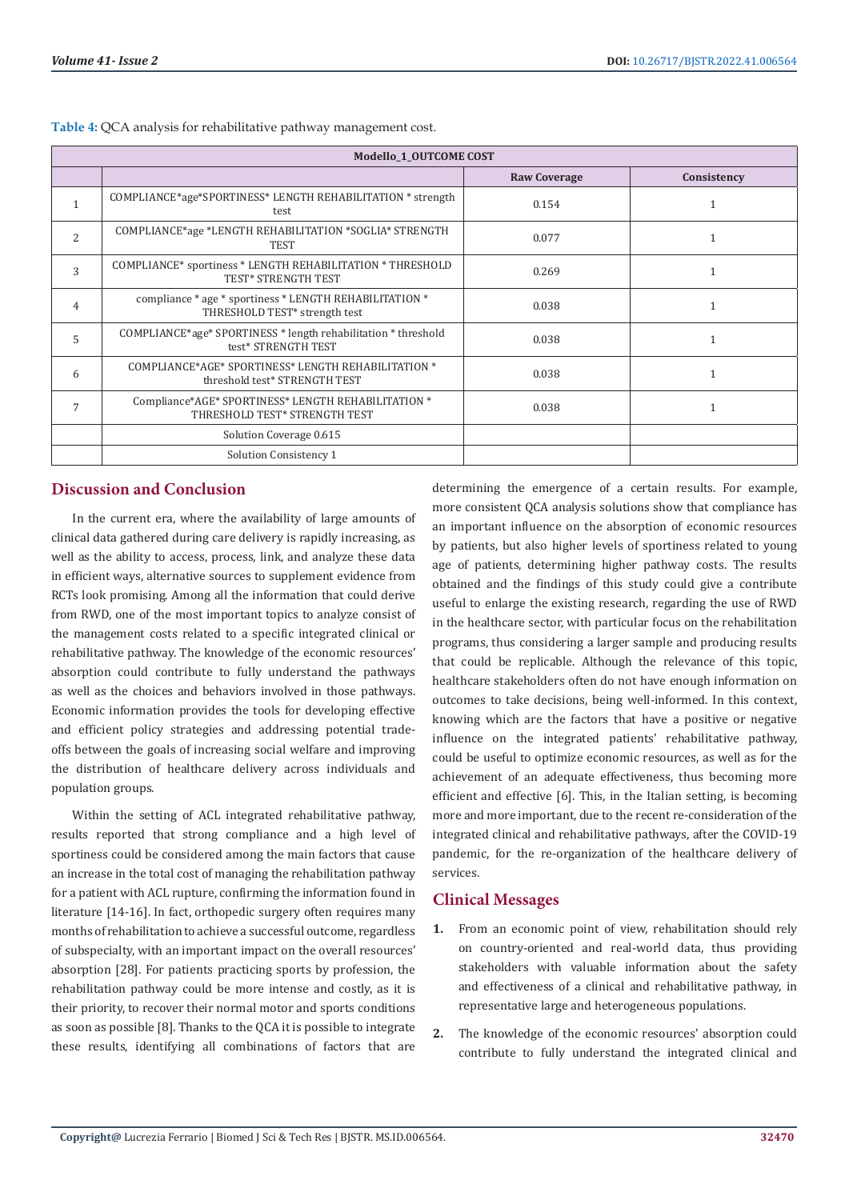**Table 4:** QCA analysis for rehabilitative pathway management cost.

| Modello_1_OUTCOME COST | | | |
|---|---|---|---|
| | | Raw Coverage | Consistency |
| 1 | COMPLIANCE*age*SPORTINESS* LENGTH REHABILITATION * strength test | 0.154 | 1 |
| 2 | COMPLIANCE*age *LENGTH REHABILITATION *SOGLIA* STRENGTH TEST | 0.077 | 1 |
| 3 | COMPLIANCE* sportiness * LENGTH REHABILITATION * THRESHOLD TEST* STRENGTH TEST | 0.269 | 1 |
| 4 | compliance * age * sportiness * LENGTH REHABILITATION * THRESHOLD TEST* strength test | 0.038 | 1 |
| 5 | COMPLIANCE*age* SPORTINESS * length rehabilitation * threshold test* STRENGTH TEST | 0.038 | 1 |
| 6 | COMPLIANCE*AGE* SPORTINESS* LENGTH REHABILITATION * threshold test* STRENGTH TEST | 0.038 | 1 |
| 7 | Compliance*AGE* SPORTINESS* LENGTH REHABILITATION * THRESHOLD TEST* STRENGTH TEST | 0.038 | 1 |
| | Solution Coverage 0.615 | | |
| | Solution Consistency 1 | | |

## Discussion and Conclusion

In the current era, where the availability of large amounts of clinical data gathered during care delivery is rapidly increasing, as well as the ability to access, process, link, and analyze these data in efficient ways, alternative sources to supplement evidence from RCTs look promising. Among all the information that could derive from RWD, one of the most important topics to analyze consist of the management costs related to a specific integrated clinical or rehabilitative pathway. The knowledge of the economic resources' absorption could contribute to fully understand the pathways as well as the choices and behaviors involved in those pathways. Economic information provides the tools for developing effective and efficient policy strategies and addressing potential trade-offs between the goals of increasing social welfare and improving the distribution of healthcare delivery across individuals and population groups.

Within the setting of ACL integrated rehabilitative pathway, results reported that strong compliance and a high level of sportiness could be considered among the main factors that cause an increase in the total cost of managing the rehabilitation pathway for a patient with ACL rupture, confirming the information found in literature [14-16]. In fact, orthopedic surgery often requires many months of rehabilitation to achieve a successful outcome, regardless of subspecialty, with an important impact on the overall resources' absorption [28]. For patients practicing sports by profession, the rehabilitation pathway could be more intense and costly, as it is their priority, to recover their normal motor and sports conditions as soon as possible [8]. Thanks to the QCA it is possible to integrate these results, identifying all combinations of factors that are determining the emergence of a certain results. For example, more consistent QCA analysis solutions show that compliance has an important influence on the absorption of economic resources by patients, but also higher levels of sportiness related to young age of patients, determining higher pathway costs. The results obtained and the findings of this study could give a contribute useful to enlarge the existing research, regarding the use of RWD in the healthcare sector, with particular focus on the rehabilitation programs, thus considering a larger sample and producing results that could be replicable. Although the relevance of this topic, healthcare stakeholders often do not have enough information on outcomes to take decisions, being well-informed. In this context, knowing which are the factors that have a positive or negative influence on the integrated patients' rehabilitative pathway, could be useful to optimize economic resources, as well as for the achievement of an adequate effectiveness, thus becoming more efficient and effective [6]. This, in the Italian setting, is becoming more and more important, due to the recent re-consideration of the integrated clinical and rehabilitative pathways, after the COVID-19 pandemic, for the re-organization of the healthcare delivery of services.

## Clinical Messages

1. From an economic point of view, rehabilitation should rely on country-oriented and real-world data, thus providing stakeholders with valuable information about the safety and effectiveness of a clinical and rehabilitative pathway, in representative large and heterogeneous populations.
2. The knowledge of the economic resources' absorption could contribute to fully understand the integrated clinical and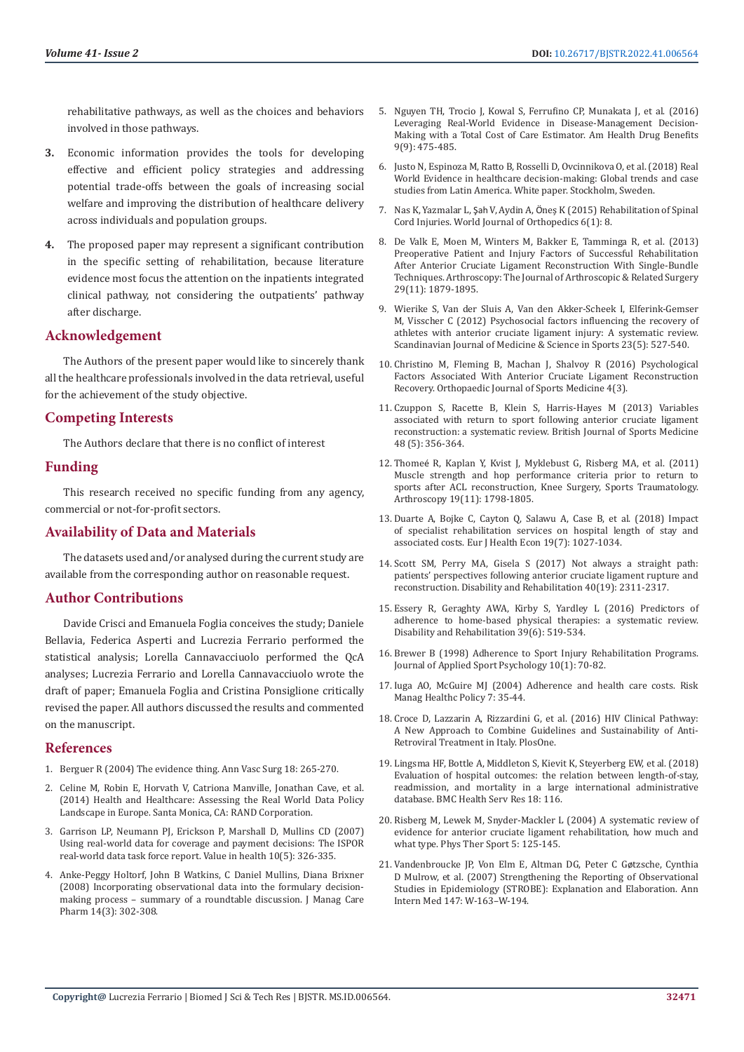rehabilitative pathways, as well as the choices and behaviors involved in those pathways.

3. Economic information provides the tools for developing effective and efficient policy strategies and addressing potential trade-offs between the goals of increasing social welfare and improving the distribution of healthcare delivery across individuals and population groups.

4. The proposed paper may represent a significant contribution in the specific setting of rehabilitation, because literature evidence most focus the attention on the inpatients integrated clinical pathway, not considering the outpatients' pathway after discharge.

## Acknowledgement

The Authors of the present paper would like to sincerely thank all the healthcare professionals involved in the data retrieval, useful for the achievement of the study objective.

## Competing Interests

The Authors declare that there is no conflict of interest

## Funding

This research received no specific funding from any agency, commercial or not-for-profit sectors.

## Availability of Data and Materials

The datasets used and/or analysed during the current study are available from the corresponding author on reasonable request.

## Author Contributions

Davide Crisci and Emanuela Foglia conceives the study; Daniele Bellavia, Federica Asperti and Lucrezia Ferrario performed the statistical analysis; Lorella Cannavacciuolo performed the QcA analyses; Lucrezia Ferrario and Lorella Cannavacciuolo wrote the draft of paper; Emanuela Foglia and Cristina Ponsiglione critically revised the paper. All authors discussed the results and commented on the manuscript.

## References

1. Berguer R (2004) The evidence thing. Ann Vasc Surg 18: 265-270.
2. Celine M, Robin E, Horvath V, Catriona Manville, Jonathan Cave, et al. (2014) Health and Healthcare: Assessing the Real World Data Policy Landscape in Europe. Santa Monica, CA: RAND Corporation.
3. Garrison LP, Neumann PJ, Erickson P, Marshall D, Mullins CD (2007) Using real-world data for coverage and payment decisions: The ISPOR real-world data task force report. Value in health 10(5): 326-335.
4. Anke-Peggy Holtorf, John B Watkins, C Daniel Mullins, Diana Brixner (2008) Incorporating observational data into the formulary decision-making process – summary of a roundtable discussion. J Manag Care Pharm 14(3): 302-308.
5. Nguyen TH, Trocio J, Kowal S, Ferrufino CP, Munakata J, et al. (2016) Leveraging Real-World Evidence in Disease-Management Decision-Making with a Total Cost of Care Estimator. Am Health Drug Benefits 9(9): 475-485.
6. Justo N, Espinoza M, Ratto B, Rosselli D, Ovcinnikova O, et al. (2018) Real World Evidence in healthcare decision-making: Global trends and case studies from Latin America. White paper. Stockholm, Sweden.
7. Nas K, Yazmalar L, Şah V, Aydin A, Öneş K (2015) Rehabilitation of Spinal Cord Injuries. World Journal of Orthopedics 6(1): 8.
8. De Valk E, Moen M, Winters M, Bakker E, Tamminga R, et al. (2013) Preoperative Patient and Injury Factors of Successful Rehabilitation After Anterior Cruciate Ligament Reconstruction With Single-Bundle Techniques. Arthroscopy: The Journal of Arthroscopic & Related Surgery 29(11): 1879-1895.
9. Wierike S, Van der Sluis A, Van den Akker-Scheek I, Elferink-Gemser M, Visscher C (2012) Psychosocial factors influencing the recovery of athletes with anterior cruciate ligament injury: A systematic review. Scandinavian Journal of Medicine & Science in Sports 23(5): 527-540.
10. Christino M, Fleming B, Machan J, Shalvoy R (2016) Psychological Factors Associated With Anterior Cruciate Ligament Reconstruction Recovery. Orthopaedic Journal of Sports Medicine 4(3).
11. Czuppon S, Racette B, Klein S, Harris-Hayes M (2013) Variables associated with return to sport following anterior cruciate ligament reconstruction: a systematic review. British Journal of Sports Medicine 48 (5): 356-364.
12. Thomeé R, Kaplan Y, Kvist J, Myklebust G, Risberg MA, et al. (2011) Muscle strength and hop performance criteria prior to return to sports after ACL reconstruction, Knee Surgery, Sports Traumatology. Arthroscopy 19(11): 1798-1805.
13. Duarte A, Bojke C, Cayton Q, Salawu A, Case B, et al. (2018) Impact of specialist rehabilitation services on hospital length of stay and associated costs. Eur J Health Econ 19(7): 1027-1034.
14. Scott SM, Perry MA, Gisela S (2017) Not always a straight path: patients' perspectives following anterior cruciate ligament rupture and reconstruction. Disability and Rehabilitation 40(19): 2311-2317.
15. Essery R, Geraghty AWA, Kirby S, Yardley L (2016) Predictors of adherence to home-based physical therapies: a systematic review. Disability and Rehabilitation 39(6): 519-534.
16. Brewer B (1998) Adherence to Sport Injury Rehabilitation Programs. Journal of Applied Sport Psychology 10(1): 70-82.
17. Iuga AO, McGuire MJ (2004) Adherence and health care costs. Risk Manag Healthc Policy 7: 35-44.
18. Croce D, Lazzarin A, Rizzardini G, et al. (2016) HIV Clinical Pathway: A New Approach to Combine Guidelines and Sustainability of Anti-Retroviral Treatment in Italy. PlosOne.
19. Lingsma HF, Bottle A, Middleton S, Kievit K, Steyerberg EW, et al. (2018) Evaluation of hospital outcomes: the relation between length-of-stay, readmission, and mortality in a large international administrative database. BMC Health Serv Res 18: 116.
20. Risberg M, Lewek M, Snyder-Mackler L (2004) A systematic review of evidence for anterior cruciate ligament rehabilitation, how much and what type. Phys Ther Sport 5: 125-145.
21. Vandenbroucke JP, Von Elm E, Altman DG, Peter C Gøtzsche, Cynthia D Mulrow, et al. (2007) Strengthening the Reporting of Observational Studies in Epidemiology (STROBE): Explanation and Elaboration. Ann Intern Med 147: W-163–W-194.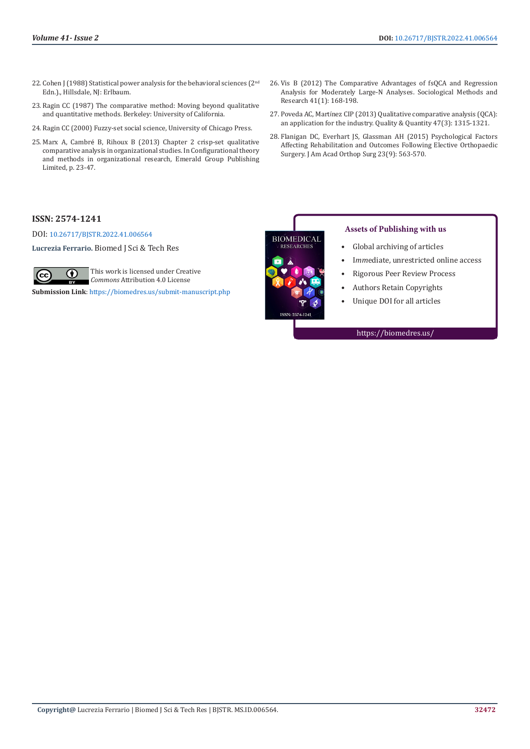22. Cohen J (1988) Statistical power analysis for the behavioral sciences (2nd Edn.)., Hillsdale, NJ: Erlbaum.
23. Ragin CC (1987) The comparative method: Moving beyond qualitative and quantitative methods. Berkeley: University of California.
24. Ragin CC (2000) Fuzzy-set social science, University of Chicago Press.
25. Marx A, Cambré B, Rihoux B (2013) Chapter 2 crisp-set qualitative comparative analysis in organizational studies. In Configurational theory and methods in organizational research, Emerald Group Publishing Limited, p. 23-47.
26. Vis B (2012) The Comparative Advantages of fsQCA and Regression Analysis for Moderately Large-N Analyses. Sociological Methods and Research 41(1): 168-198.
27. Poveda AC, Martínez CIP (2013) Qualitative comparative analysis (QCA): an application for the industry. Quality & Quantity 47(3): 1315-1321.
28. Flanigan DC, Everhart JS, Glassman AH (2015) Psychological Factors Affecting Rehabilitation and Outcomes Following Elective Orthopaedic Surgery. J Am Acad Orthop Surg 23(9): 563-570.

**ISSN: 2574-1241**

DOI: 10.26717/BJSTR.2022.41.006564

**Lucrezia Ferrario**. Biomed J Sci & Tech Res

This work is licensed under Creative *Commons* Attribution 4.0 License

**Submission Link**: https://biomedres.us/submit-manuscript.php

### Assets of Publishing with us

- Global archiving of articles
- Immediate, unrestricted online access
- Rigorous Peer Review Process
- Authors Retain Copyrights
- Unique DOI for all articles

https://biomedres.us/